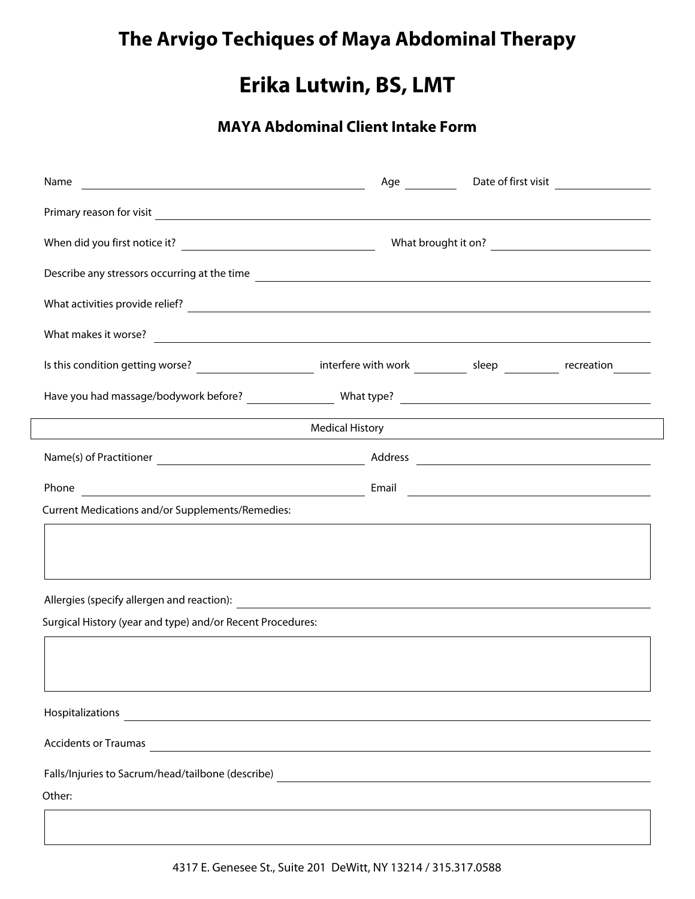# The Arvigo Techiques of Maya Abdominal Therapy

# Erika Lutwin, BS, LMT

## MAYA Abdominal Client Intake Form

Name ______________________ Age ________ Date of first visit ____________

Primary reason for visit ______________________________________________

When did you first notice it? ________________ What brought it on? ________________

Describe any stressors occurring at the time ____________________________________

What activities provide relief? _____________________________________________

What makes it worse? __________________________________________________

Is this condition getting worse? ____________ interfere with work ________ sleep ________ recreation ________

Have you had massage/bodywork before? __________ What type? ______________________

### Medical History

Name(s) of Practitioner ____________________ Address ____________________

Phone ____________________ Email ____________________

Current Medications and/or Supplements/Remedies:

Allergies (specify allergen and reaction): ______________________________________

Surgical History (year and type) and/or Recent Procedures:

Hospitalizations ______________________________________________________

Accidents or Traumas __________________________________________________

Falls/Injuries to Sacrum/head/tailbone (describe) ______________________________

Other:

4317 E. Genesee St., Suite 201 DeWitt, NY 13214 / 315.317.0588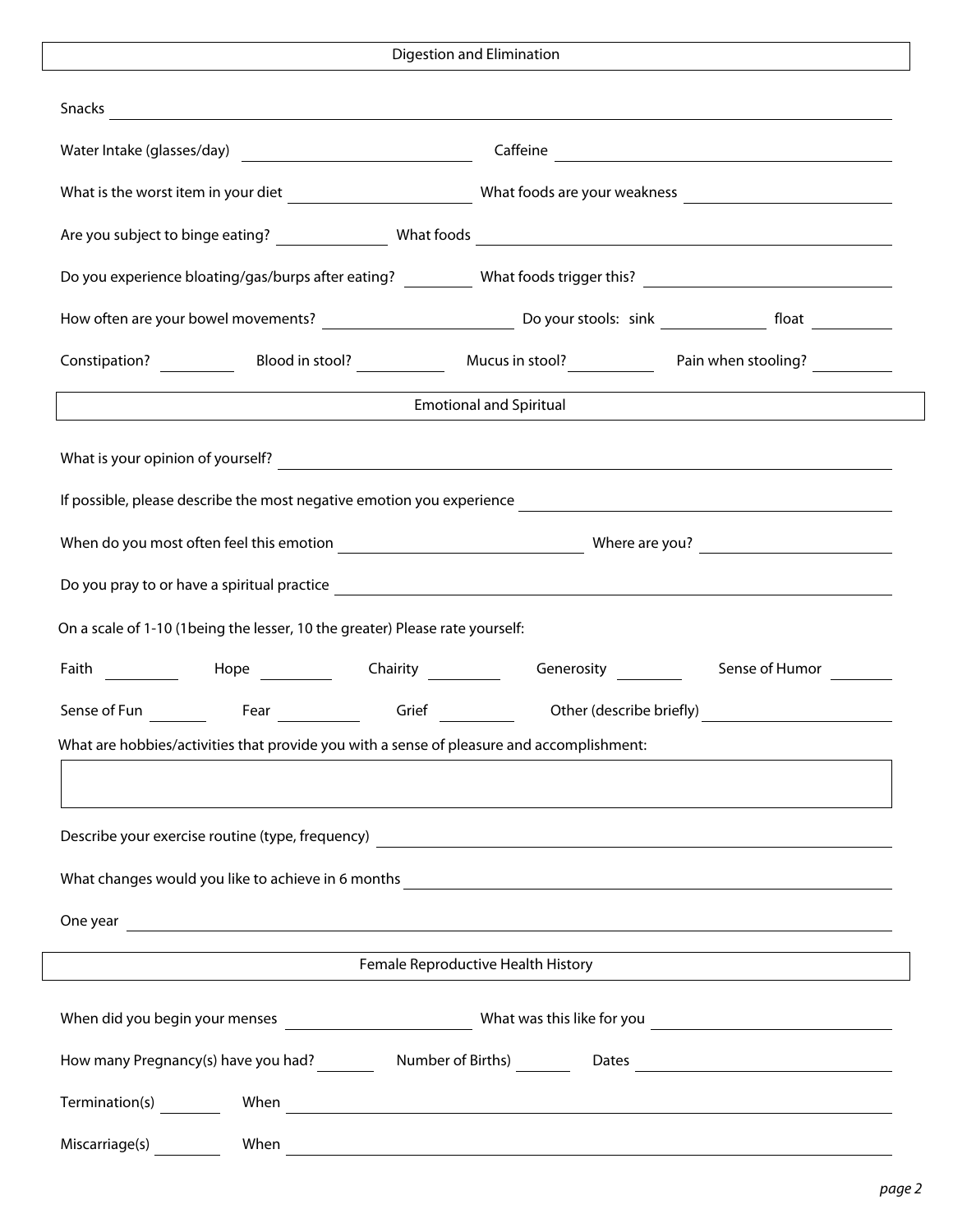## Digestion and Elimination

Snacks \_\_\_\_\_\_\_\_\_\_\_\_\_\_\_\_\_\_\_\_

Water Intake (glasses/day) \_\_\_\_\_\_\_\_\_\_ Caffeine \_\_\_\_\_\_\_\_\_\_

What is the worst item in your diet \_\_\_\_\_\_\_\_\_\_ What foods are your weakness \_\_\_\_\_\_\_\_\_\_

Are you subject to binge eating? \_\_\_\_\_\_\_\_\_\_ What foods \_\_\_\_\_\_\_\_\_\_

Do you experience bloating/gas/burps after eating? \_\_\_\_\_\_\_\_\_\_ What foods trigger this? \_\_\_\_\_\_\_\_\_\_

How often are your bowel movements? \_\_\_\_\_\_\_\_\_\_ Do your stools: sink \_\_\_\_\_\_\_\_\_\_ float \_\_\_\_\_\_\_\_\_\_

Constipation? \_\_\_\_\_\_\_\_\_\_ Blood in stool? \_\_\_\_\_\_\_\_\_\_ Mucus in stool? \_\_\_\_\_\_\_\_\_\_ Pain when stooling? \_\_\_\_\_\_\_\_\_\_

## Emotional and Spiritual

What is your opinion of yourself? \_\_\_\_\_\_\_\_\_\_\_\_\_\_\_\_\_\_\_\_

If possible, please describe the most negative emotion you experience \_\_\_\_\_\_\_\_\_\_\_\_\_\_\_\_\_\_\_\_

When do you most often feel this emotion \_\_\_\_\_\_\_\_\_\_ Where are you? \_\_\_\_\_\_\_\_\_\_

Do you pray to or have a spiritual practice \_\_\_\_\_\_\_\_\_\_\_\_\_\_\_\_\_\_\_\_

On a scale of 1-10 (1being the lesser, 10 the greater) Please rate yourself:

Faith \_\_\_\_\_\_\_\_\_\_ Hope \_\_\_\_\_\_\_\_\_\_ Chairity \_\_\_\_\_\_\_\_\_\_ Generosity \_\_\_\_\_\_\_\_\_\_ Sense of Humor \_\_\_\_\_\_\_\_\_\_

Sense of Fun \_\_\_\_\_\_\_\_\_\_ Fear \_\_\_\_\_\_\_\_\_\_ Grief \_\_\_\_\_\_\_\_\_\_ Other (describe briefly) \_\_\_\_\_\_\_\_\_\_

What are hobbies/activities that provide you with a sense of pleasure and accomplishment:

\_\_\_\_\_\_\_\_\_\_\_\_\_\_\_\_\_\_\_\_

Describe your exercise routine (type, frequency) \_\_\_\_\_\_\_\_\_\_\_\_\_\_\_\_\_\_\_\_

What changes would you like to achieve in 6 months \_\_\_\_\_\_\_\_\_\_\_\_\_\_\_\_\_\_\_\_

One year \_\_\_\_\_\_\_\_\_\_\_\_\_\_\_\_\_\_\_\_

## Female Reproductive Health History

When did you begin your menses \_\_\_\_\_\_\_\_\_\_ What was this like for you \_\_\_\_\_\_\_\_\_\_

How many Pregnancy(s) have you had? \_\_\_\_\_\_\_\_\_\_ Number of Births) \_\_\_\_\_\_\_\_\_\_ Dates \_\_\_\_\_\_\_\_\_\_

Termination(s) \_\_\_\_\_\_\_\_\_\_ When \_\_\_\_\_\_\_\_\_\_\_\_\_\_\_\_\_\_\_\_

Miscarriage(s) \_\_\_\_\_\_\_\_\_\_ When \_\_\_\_\_\_\_\_\_\_\_\_\_\_\_\_\_\_\_\_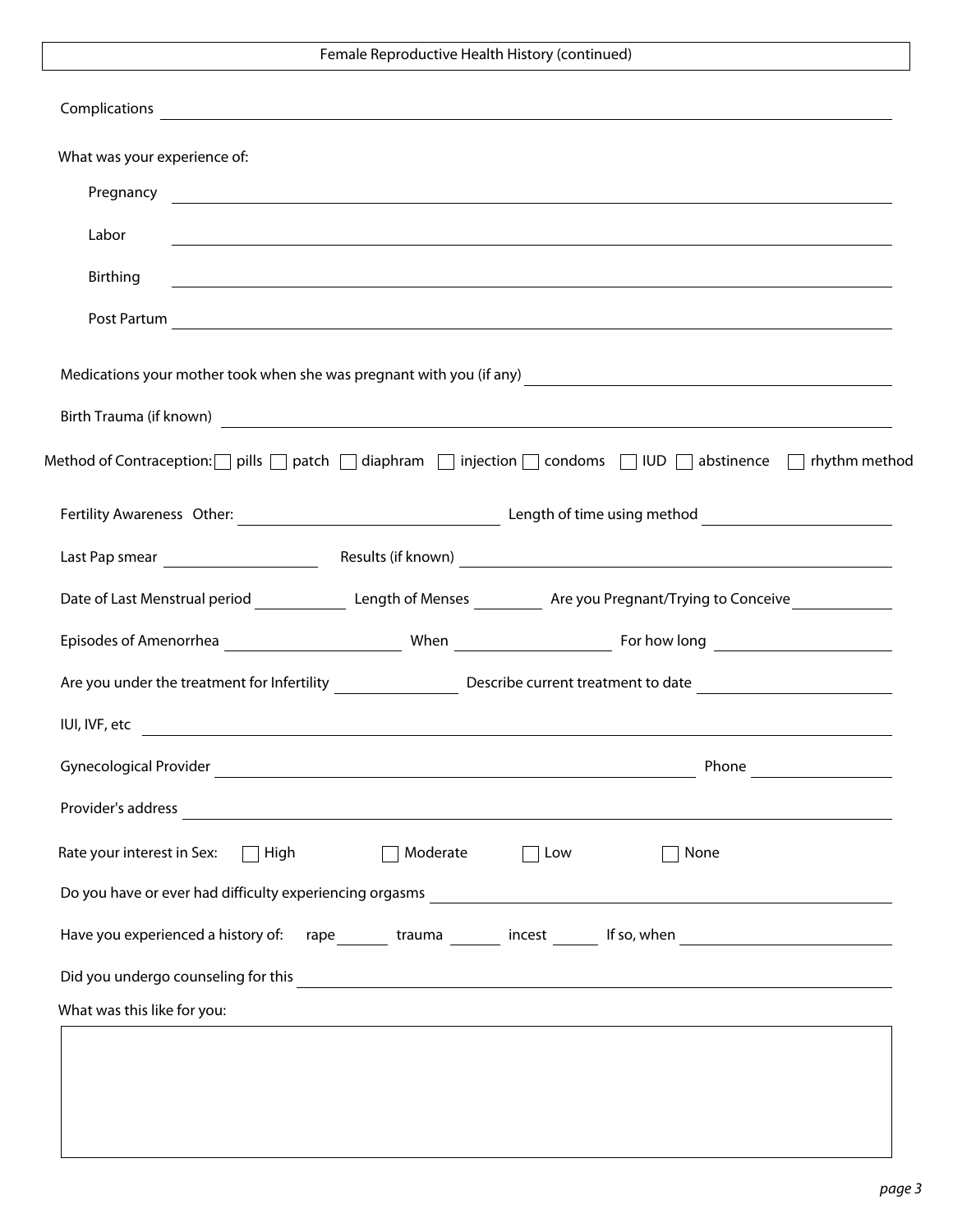## Female Reproductive Health History (continued)

Complications ______________________________________________

What was your experience of:

Pregnancy ______________________________________________

Labor ______________________________________________

Birthing ______________________________________________

Post Partum ______________________________________________

Medications your mother took when she was pregnant with you (if any) ______________________

Birth Trauma (if known) ______________________________________________

Method of Contraception: ☐ pills ☐ patch ☐ diaphram ☐ injection ☐ condoms ☐ IUD ☐ abstinence ☐ rhythm method

Fertility Awareness Other: ______________________ Length of time using method ______________

Last Pap smear ______________ Results (if known) ______________________________

Date of Last Menstrual period __________ Length of Menses ________ Are you Pregnant/Trying to Conceive __________

Episodes of Amenorrhea ______________ When ______________ For how long ______________

Are you under the treatment for Infertility ____________ Describe current treatment to date ______________

IUI, IVF, etc ______________________________________________

Gynecological Provider ______________________________ Phone ______________

Provider's address ______________________________________________

Rate your interest in Sex: ☐ High ☐ Moderate ☐ Low ☐ None

Do you have or ever had difficulty experiencing orgasms ______________________________

Have you experienced a history of: rape ______ trauma ______ incest ______ If so, when ______________

Did you undergo counseling for this ______________________________________________

What was this like for you:

| |
|---|
| |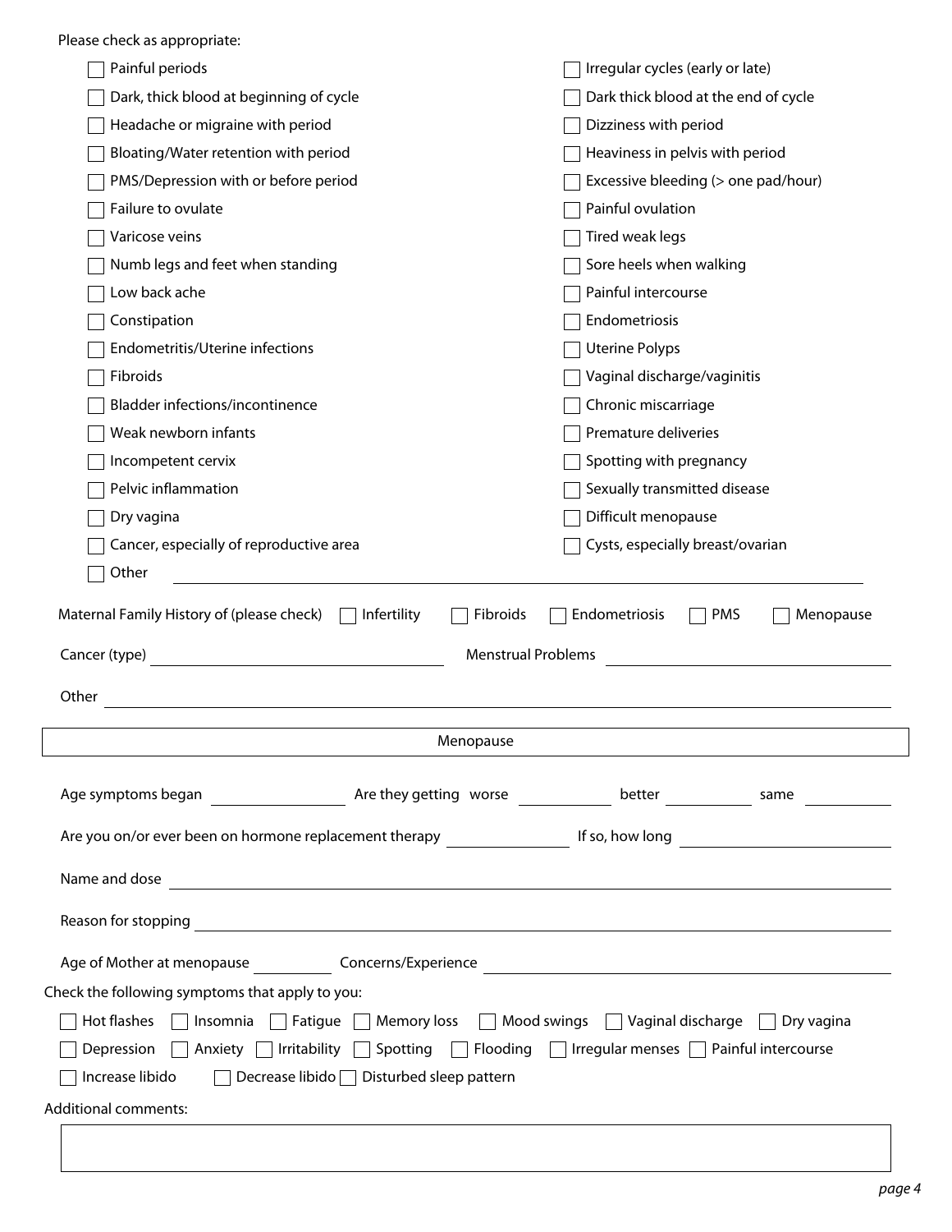Please check as appropriate:

- ☐ Painful periods
- ☐ Irregular cycles (early or late)
- ☐ Dark, thick blood at beginning of cycle
- ☐ Dark thick blood at the end of cycle
- ☐ Headache or migraine with period
- ☐ Dizziness with period
- ☐ Bloating/Water retention with period
- ☐ Heaviness in pelvis with period
- ☐ PMS/Depression with or before period
- ☐ Excessive bleeding (> one pad/hour)
- ☐ Failure to ovulate
- ☐ Painful ovulation
- ☐ Varicose veins
- ☐ Tired weak legs
- ☐ Numb legs and feet when standing
- ☐ Sore heels when walking
- ☐ Low back ache
- ☐ Painful intercourse
- ☐ Constipation
- ☐ Endometriosis
- ☐ Endometritis/Uterine infections
- ☐ Uterine Polyps
- ☐ Fibroids
- ☐ Vaginal discharge/vaginitis
- ☐ Bladder infections/incontinence
- ☐ Chronic miscarriage
- ☐ Weak newborn infants
- ☐ Premature deliveries
- ☐ Incompetent cervix
- ☐ Spotting with pregnancy
- ☐ Pelvic inflammation
- ☐ Sexually transmitted disease
- ☐ Dry vagina
- ☐ Difficult menopause
- ☐ Cancer, especially of reproductive area
- ☐ Cysts, especially breast/ovarian
- ☐ Other ______________________________

Maternal Family History of (please check) ☐ Infertility ☐ Fibroids ☐ Endometriosis ☐ PMS ☐ Menopause

Cancer (type) ____________________ Menstrual Problems ____________________

Other ______________________________

## Menopause

Age symptoms began __________ Are they getting worse __________ better __________ same __________

Are you on/or ever been on hormone replacement therapy __________ If so, how long __________

Name and dose ______________________________

Reason for stopping ______________________________

Age of Mother at menopause __________ Concerns/Experience ______________________________

Check the following symptoms that apply to you:

☐ Hot flashes ☐ Insomnia ☐ Fatigue ☐ Memory loss ☐ Mood swings ☐ Vaginal discharge ☐ Dry vagina

☐ Depression ☐ Anxiety ☐ Irritability ☐ Spotting ☐ Flooding ☐ Irregular menses ☐ Painful intercourse

☐ Increase libido ☐ Decrease libido ☐ Disturbed sleep pattern

Additional comments: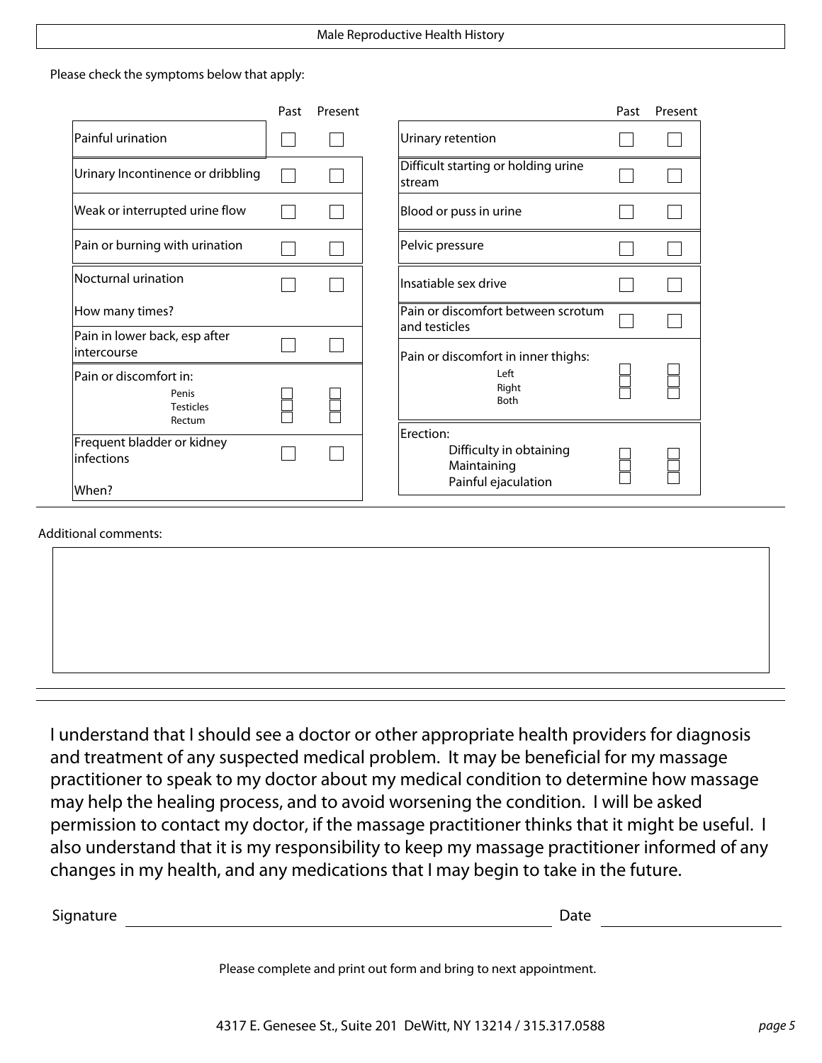## Male Reproductive Health History

Please check the symptoms below that apply:

| | Past | Present |
|---|---|---|
| Painful urination | ☐ | ☐ |
| Urinary Incontinence or dribbling | ☐ | ☐ |
| Weak or interrupted urine flow | ☐ | ☐ |
| Pain or burning with urination | ☐ | ☐ |
| Nocturnal urination | ☐ | ☐ |
| How many times? | | |
| Pain in lower back, esp after intercourse | ☐ | ☐ |
| Pain or discomfort in: | | |
| Penis | ☐ | ☐ |
| Testicles | ☐ | ☐ |
| Rectum | ☐ | ☐ |
| Frequent bladder or kidney infections | ☐ | ☐ |
| When? | | |

| | Past | Present |
|---|---|---|
| Urinary retention | ☐ | ☐ |
| Difficult starting or holding urine stream | ☐ | ☐ |
| Blood or puss in urine | ☐ | ☐ |
| Pelvic pressure | ☐ | ☐ |
| Insatiable sex drive | ☐ | ☐ |
| Pain or discomfort between scrotum and testicles | ☐ | ☐ |
| Pain or discomfort in inner thighs: | | |
| Left | ☐ | ☐ |
| Right | ☐ | ☐ |
| Both | ☐ | ☐ |
| Erection: | | |
| Difficulty in obtaining | ☐ | ☐ |
| Maintaining | ☐ | ☐ |
| Painful ejaculation | ☐ | ☐ |

Additional comments:

I understand that I should see a doctor or other appropriate health providers for diagnosis and treatment of any suspected medical problem. It may be beneficial for my massage practitioner to speak to my doctor about my medical condition to determine how massage may help the healing process, and to avoid worsening the condition. I will be asked permission to contact my doctor, if the massage practitioner thinks that it might be useful. I also understand that it is my responsibility to keep my massage practitioner informed of any changes in my health, and any medications that I may begin to take in the future.

Signature ______________________________ Date ______________

Please complete and print out form and bring to next appointment.

4317 E. Genesee St., Suite 201 DeWitt, NY 13214 / 315.317.0588